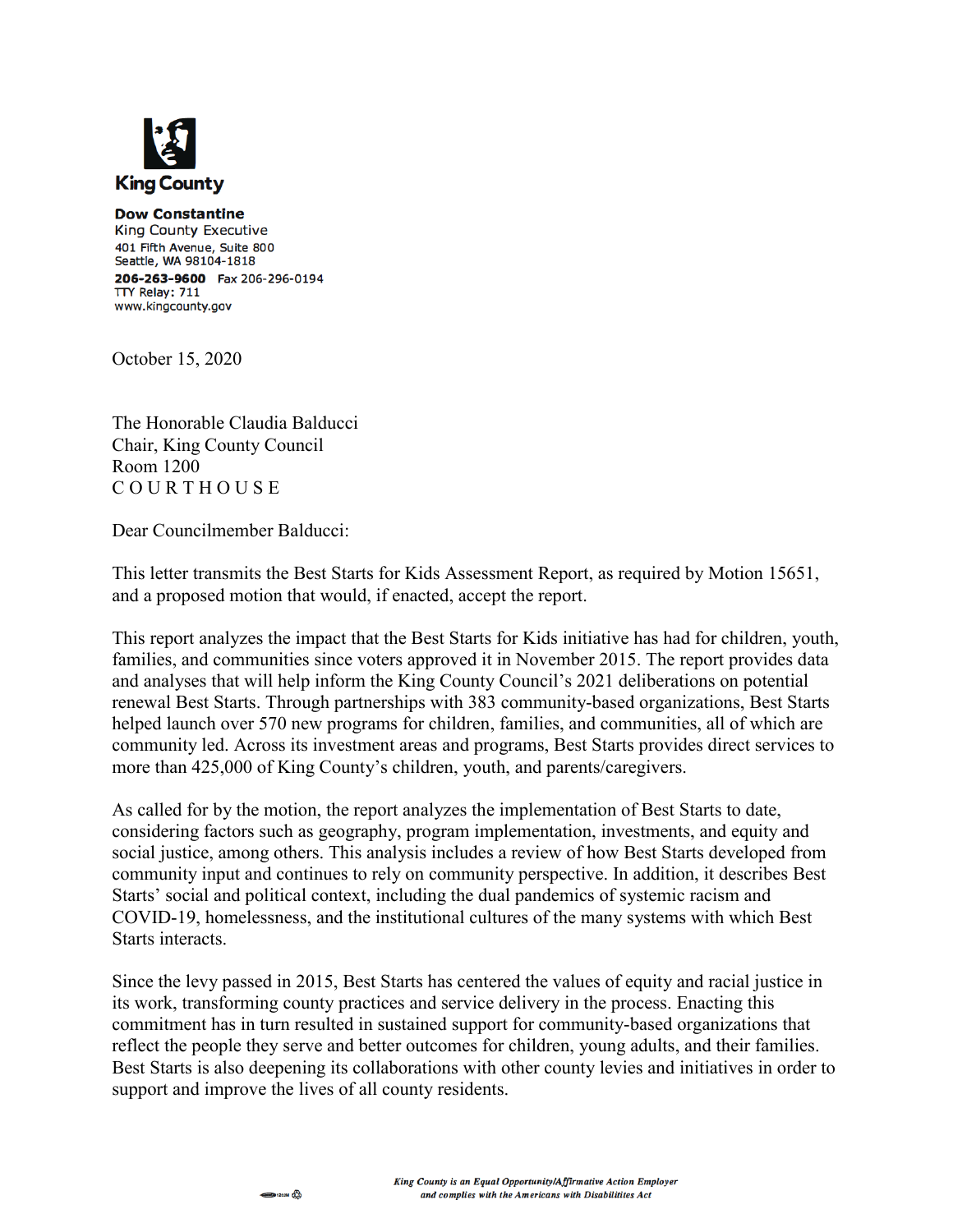King County

**Dow Constantine**
King County Executive
401 Fifth Avenue, Suite 800
Seattle, WA 98104-1818
**206-263-9600** Fax 206-296-0194
TTY Relay: 711
www.kingcounty.gov

October 15, 2020

The Honorable Claudia Balducci
Chair, King County Council
Room 1200
C O U R T H O U S E

Dear Councilmember Balducci:

This letter transmits the Best Starts for Kids Assessment Report, as required by Motion 15651, and a proposed motion that would, if enacted, accept the report.

This report analyzes the impact that the Best Starts for Kids initiative has had for children, youth, families, and communities since voters approved it in November 2015. The report provides data and analyses that will help inform the King County Council's 2021 deliberations on potential renewal Best Starts. Through partnerships with 383 community-based organizations, Best Starts helped launch over 570 new programs for children, families, and communities, all of which are community led. Across its investment areas and programs, Best Starts provides direct services to more than 425,000 of King County's children, youth, and parents/caregivers.

As called for by the motion, the report analyzes the implementation of Best Starts to date, considering factors such as geography, program implementation, investments, and equity and social justice, among others. This analysis includes a review of how Best Starts developed from community input and continues to rely on community perspective. In addition, it describes Best Starts' social and political context, including the dual pandemics of systemic racism and COVID-19, homelessness, and the institutional cultures of the many systems with which Best Starts interacts.

Since the levy passed in 2015, Best Starts has centered the values of equity and racial justice in its work, transforming county practices and service delivery in the process. Enacting this commitment has in turn resulted in sustained support for community-based organizations that reflect the people they serve and better outcomes for children, young adults, and their families. Best Starts is also deepening its collaborations with other county levies and initiatives in order to support and improve the lives of all county residents.

*King County is an Equal Opportunity/Affirmative Action Employer and complies with the Americans with Disabilitites Act*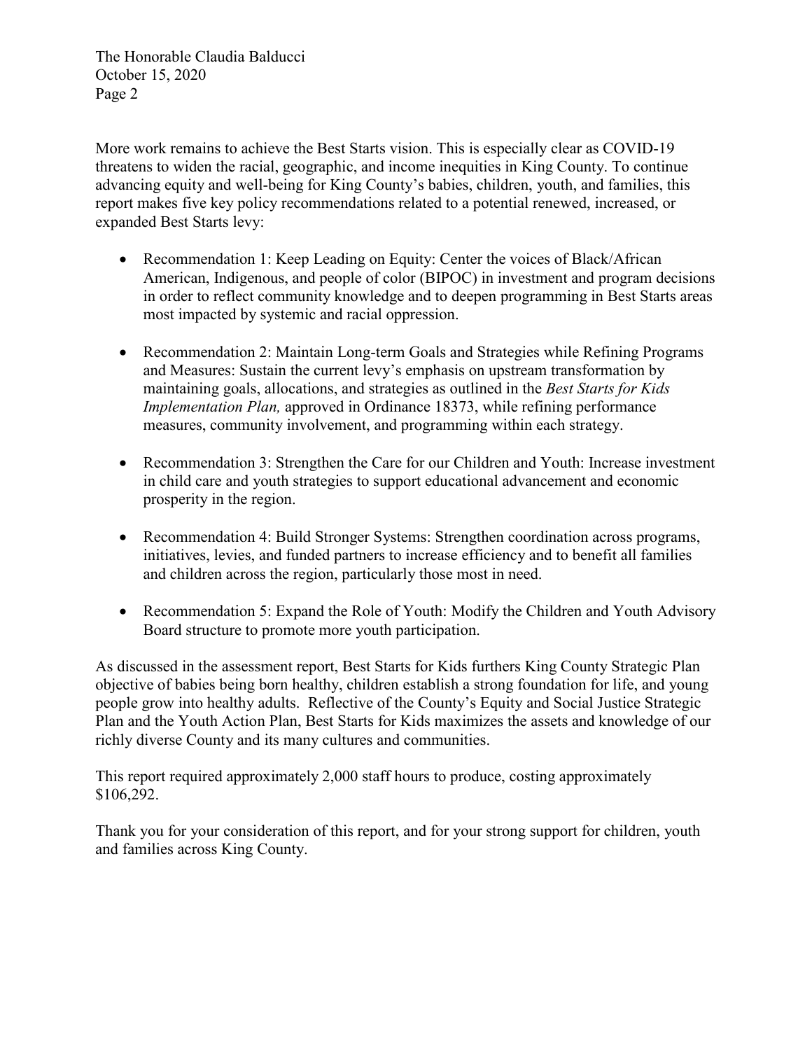More work remains to achieve the Best Starts vision. This is especially clear as COVID-19 threatens to widen the racial, geographic, and income inequities in King County. To continue advancing equity and well-being for King County's babies, children, youth, and families, this report makes five key policy recommendations related to a potential renewed, increased, or expanded Best Starts levy:

- Recommendation 1: Keep Leading on Equity: Center the voices of Black/African American, Indigenous, and people of color (BIPOC) in investment and program decisions in order to reflect community knowledge and to deepen programming in Best Starts areas most impacted by systemic and racial oppression.

- Recommendation 2: Maintain Long-term Goals and Strategies while Refining Programs and Measures: Sustain the current levy's emphasis on upstream transformation by maintaining goals, allocations, and strategies as outlined in the *Best Starts for Kids Implementation Plan,* approved in Ordinance 18373, while refining performance measures, community involvement, and programming within each strategy.

- Recommendation 3: Strengthen the Care for our Children and Youth: Increase investment in child care and youth strategies to support educational advancement and economic prosperity in the region.

- Recommendation 4: Build Stronger Systems: Strengthen coordination across programs, initiatives, levies, and funded partners to increase efficiency and to benefit all families and children across the region, particularly those most in need.

- Recommendation 5: Expand the Role of Youth: Modify the Children and Youth Advisory Board structure to promote more youth participation.

As discussed in the assessment report, Best Starts for Kids furthers King County Strategic Plan objective of babies being born healthy, children establish a strong foundation for life, and young people grow into healthy adults. Reflective of the County's Equity and Social Justice Strategic Plan and the Youth Action Plan, Best Starts for Kids maximizes the assets and knowledge of our richly diverse County and its many cultures and communities.

This report required approximately 2,000 staff hours to produce, costing approximately $106,292.

Thank you for your consideration of this report, and for your strong support for children, youth and families across King County.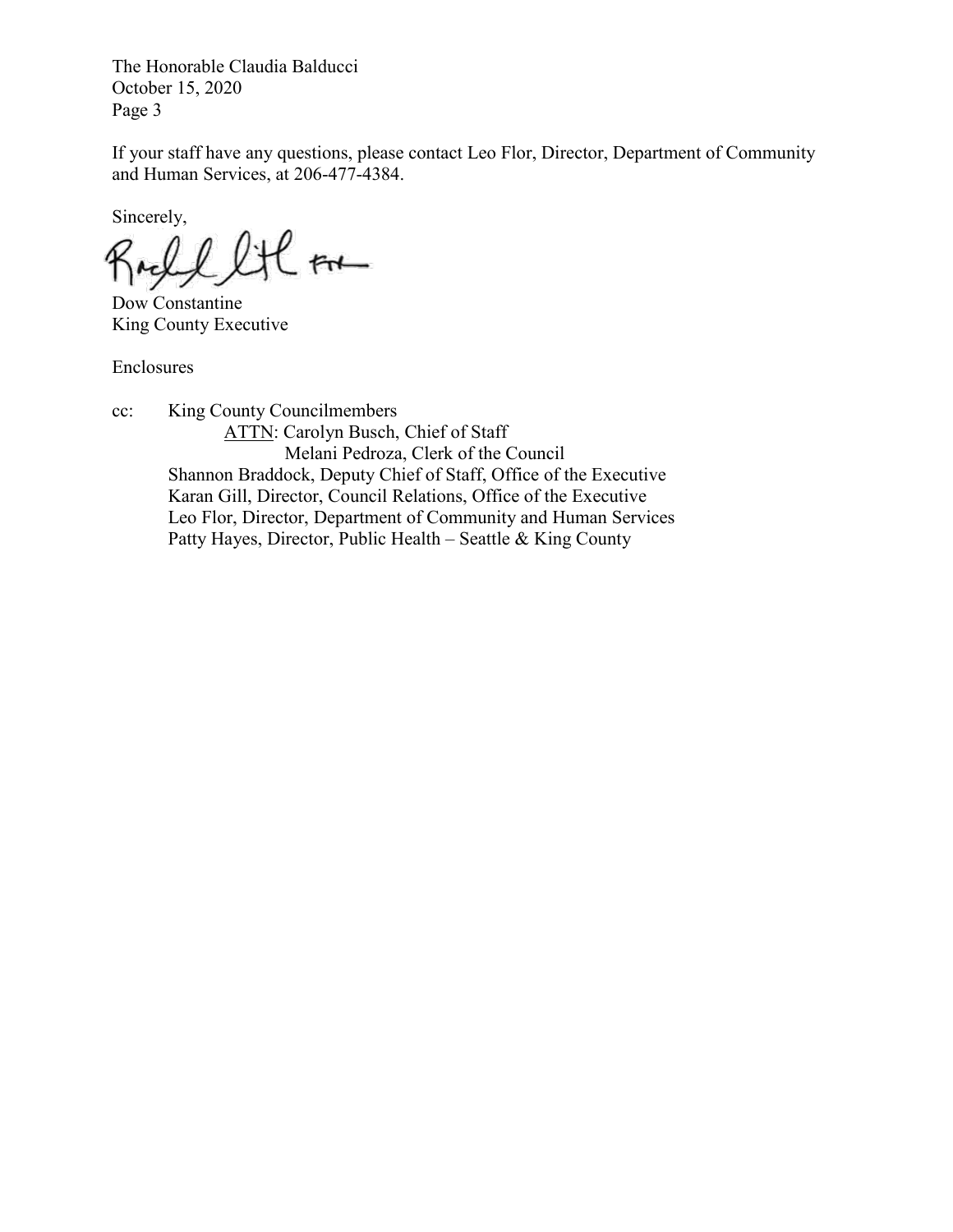If your staff have any questions, please contact Leo Flor, Director, Department of Community and Human Services, at 206-477-4384.

Sincerely,

Dow Constantine
King County Executive

Enclosures

cc: King County Councilmembers
ATTN: Carolyn Busch, Chief of Staff
Melani Pedroza, Clerk of the Council
Shannon Braddock, Deputy Chief of Staff, Office of the Executive
Karan Gill, Director, Council Relations, Office of the Executive
Leo Flor, Director, Department of Community and Human Services
Patty Hayes, Director, Public Health – Seattle & King County